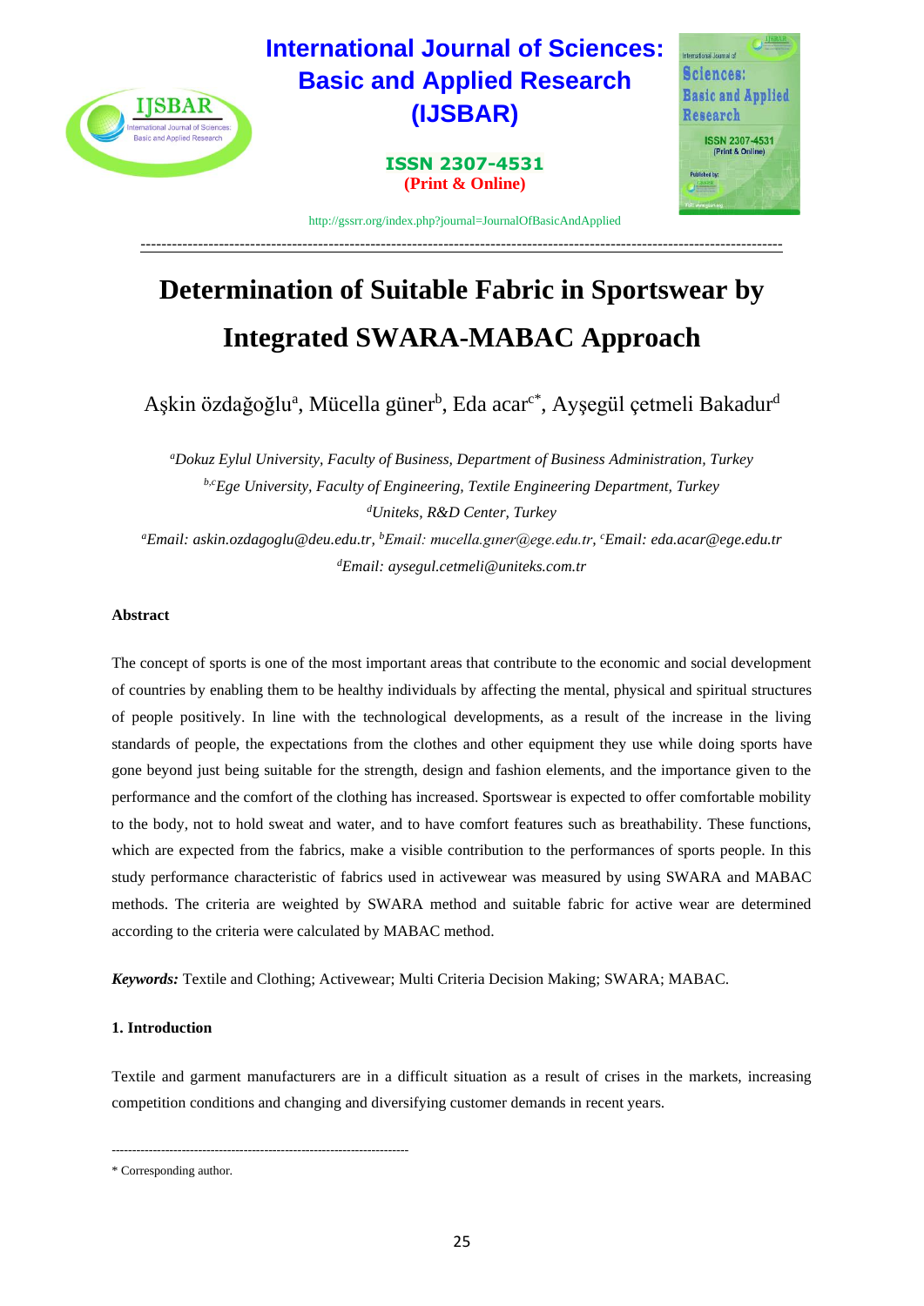# Determination of Suitable Fabric in Sportswear by Integrated SWARA-MABAC Approach

Aşkin özdağoğlu[a], Mücella güner[b], Eda acar[c*], Ayşegül çetmeli Bakadur[d]

[a]*Dokuz Eylul University, Faculty of Business, Department of Business Administration, Turkey*
[b,c]*Ege University, Faculty of Engineering, Textile Engineering Department, Turkey*
[d]*Uniteks, R&D Center, Turkey*
[a]*Email: askin.ozdagoglu@deu.edu.tr*, [b]*Email: mucella.gıner@ege.edu.tr*, [c]*Email: eda.acar@ege.edu.tr*
[d]*Email: aysegul.cetmeli@uniteks.com.tr*

## Abstract

The concept of sports is one of the most important areas that contribute to the economic and social development of countries by enabling them to be healthy individuals by affecting the mental, physical and spiritual structures of people positively. In line with the technological developments, as a result of the increase in the living standards of people, the expectations from the clothes and other equipment they use while doing sports have gone beyond just being suitable for the strength, design and fashion elements, and the importance given to the performance and the comfort of the clothing has increased. Sportswear is expected to offer comfortable mobility to the body, not to hold sweat and water, and to have comfort features such as breathability. These functions, which are expected from the fabrics, make a visible contribution to the performances of sports people. In this study performance characteristic of fabrics used in activewear was measured by using SWARA and MABAC methods. The criteria are weighted by SWARA method and suitable fabric for active wear are determined according to the criteria were calculated by MABAC method.

***Keywords:*** Textile and Clothing; Activewear; Multi Criteria Decision Making; SWARA; MABAC.

## 1. Introduction

Textile and garment manufacturers are in a difficult situation as a result of crises in the markets, increasing competition conditions and changing and diversifying customer demands in recent years.

---

\* Corresponding author.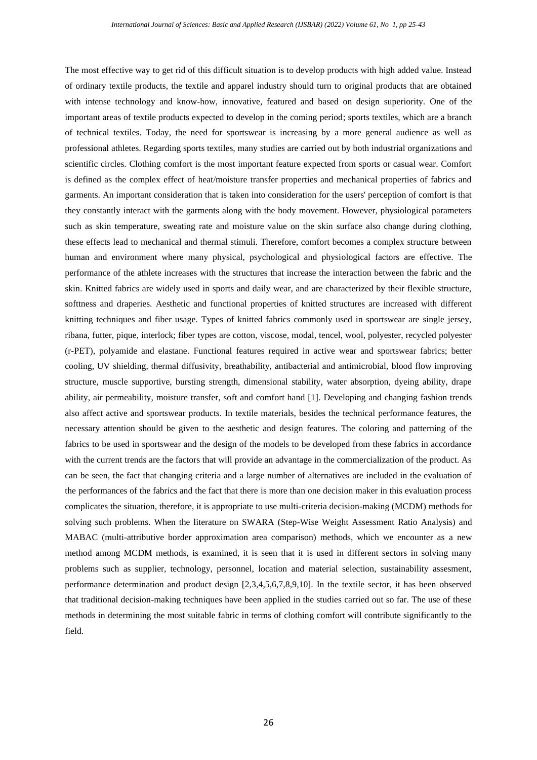The most effective way to get rid of this difficult situation is to develop products with high added value. Instead of ordinary textile products, the textile and apparel industry should turn to original products that are obtained with intense technology and know-how, innovative, featured and based on design superiority. One of the important areas of textile products expected to develop in the coming period; sports textiles, which are a branch of technical textiles. Today, the need for sportswear is increasing by a more general audience as well as professional athletes. Regarding sports textiles, many studies are carried out by both industrial organizations and scientific circles. Clothing comfort is the most important feature expected from sports or casual wear. Comfort is defined as the complex effect of heat/moisture transfer properties and mechanical properties of fabrics and garments. An important consideration that is taken into consideration for the users' perception of comfort is that they constantly interact with the garments along with the body movement. However, physiological parameters such as skin temperature, sweating rate and moisture value on the skin surface also change during clothing, these effects lead to mechanical and thermal stimuli. Therefore, comfort becomes a complex structure between human and environment where many physical, psychological and physiological factors are effective. The performance of the athlete increases with the structures that increase the interaction between the fabric and the skin. Knitted fabrics are widely used in sports and daily wear, and are characterized by their flexible structure, softtness and draperies. Aesthetic and functional properties of knitted structures are increased with different knitting techniques and fiber usage. Types of knitted fabrics commonly used in sportswear are single jersey, ribana, futter, pique, interlock; fiber types are cotton, viscose, modal, tencel, wool, polyester, recycled polyester (r-PET), polyamide and elastane. Functional features required in active wear and sportswear fabrics; better cooling, UV shielding, thermal diffusivity, breathability, antibacterial and antimicrobial, blood flow improving structure, muscle supportive, bursting strength, dimensional stability, water absorption, dyeing ability, drape ability, air permeability, moisture transfer, soft and comfort hand [1]. Developing and changing fashion trends also affect active and sportswear products. In textile materials, besides the technical performance features, the necessary attention should be given to the aesthetic and design features. The coloring and patterning of the fabrics to be used in sportswear and the design of the models to be developed from these fabrics in accordance with the current trends are the factors that will provide an advantage in the commercialization of the product. As can be seen, the fact that changing criteria and a large number of alternatives are included in the evaluation of the performances of the fabrics and the fact that there is more than one decision maker in this evaluation process complicates the situation, therefore, it is appropriate to use multi-criteria decision-making (MCDM) methods for solving such problems. When the literature on SWARA (Step-Wise Weight Assessment Ratio Analysis) and MABAC (multi-attributive border approximation area comparison) methods, which we encounter as a new method among MCDM methods, is examined, it is seen that it is used in different sectors in solving many problems such as supplier, technology, personnel, location and material selection, sustainability assesment, performance determination and product design [2,3,4,5,6,7,8,9,10]. In the textile sector, it has been observed that traditional decision-making techniques have been applied in the studies carried out so far. The use of these methods in determining the most suitable fabric in terms of clothing comfort will contribute significantly to the field.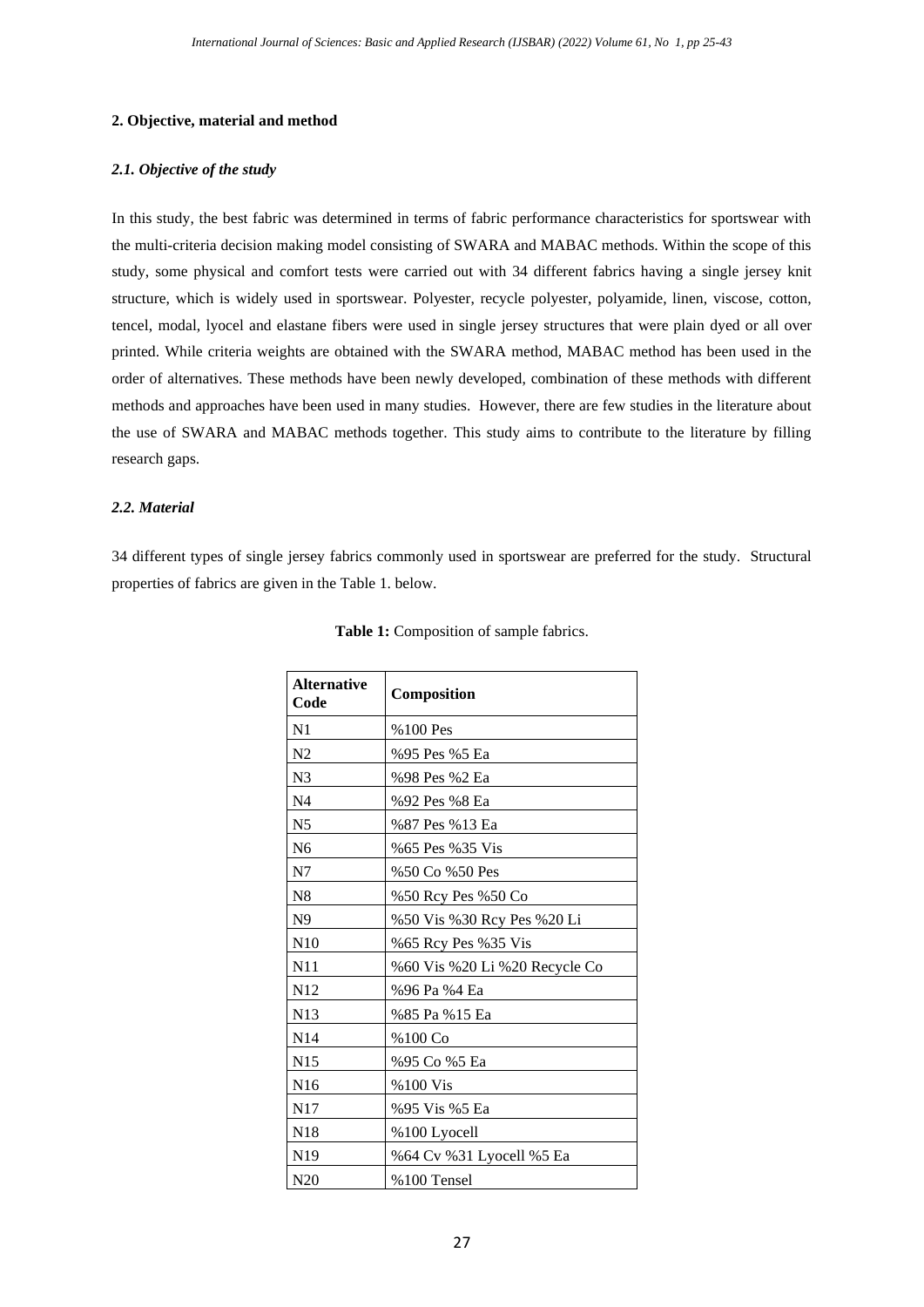## 2. Objective, material and method

### *2.1. Objective of the study*

In this study, the best fabric was determined in terms of fabric performance characteristics for sportswear with the multi-criteria decision making model consisting of SWARA and MABAC methods. Within the scope of this study, some physical and comfort tests were carried out with 34 different fabrics having a single jersey knit structure, which is widely used in sportswear. Polyester, recycle polyester, polyamide, linen, viscose, cotton, tencel, modal, lyocel and elastane fibers were used in single jersey structures that were plain dyed or all over printed. While criteria weights are obtained with the SWARA method, MABAC method has been used in the order of alternatives. These methods have been newly developed, combination of these methods with different methods and approaches have been used in many studies. However, there are few studies in the literature about the use of SWARA and MABAC methods together. This study aims to contribute to the literature by filling research gaps.

### *2.2. Material*

34 different types of single jersey fabrics commonly used in sportswear are preferred for the study. Structural properties of fabrics are given in the Table 1. below.

**Table 1:** Composition of sample fabrics.

| Alternative Code | Composition |
|---|---|
| N1 | %100 Pes |
| N2 | %95 Pes %5 Ea |
| N3 | %98 Pes %2 Ea |
| N4 | %92 Pes %8 Ea |
| N5 | %87 Pes %13 Ea |
| N6 | %65 Pes %35 Vis |
| N7 | %50 Co %50 Pes |
| N8 | %50 Rcy Pes %50 Co |
| N9 | %50 Vis %30 Rcy Pes %20 Li |
| N10 | %65 Rcy Pes %35 Vis |
| N11 | %60 Vis %20 Li %20 Recycle Co |
| N12 | %96 Pa %4 Ea |
| N13 | %85 Pa %15 Ea |
| N14 | %100 Co |
| N15 | %95 Co %5 Ea |
| N16 | %100 Vis |
| N17 | %95 Vis %5 Ea |
| N18 | %100 Lyocell |
| N19 | %64 Cv %31 Lyocell %5 Ea |
| N20 | %100 Tensel |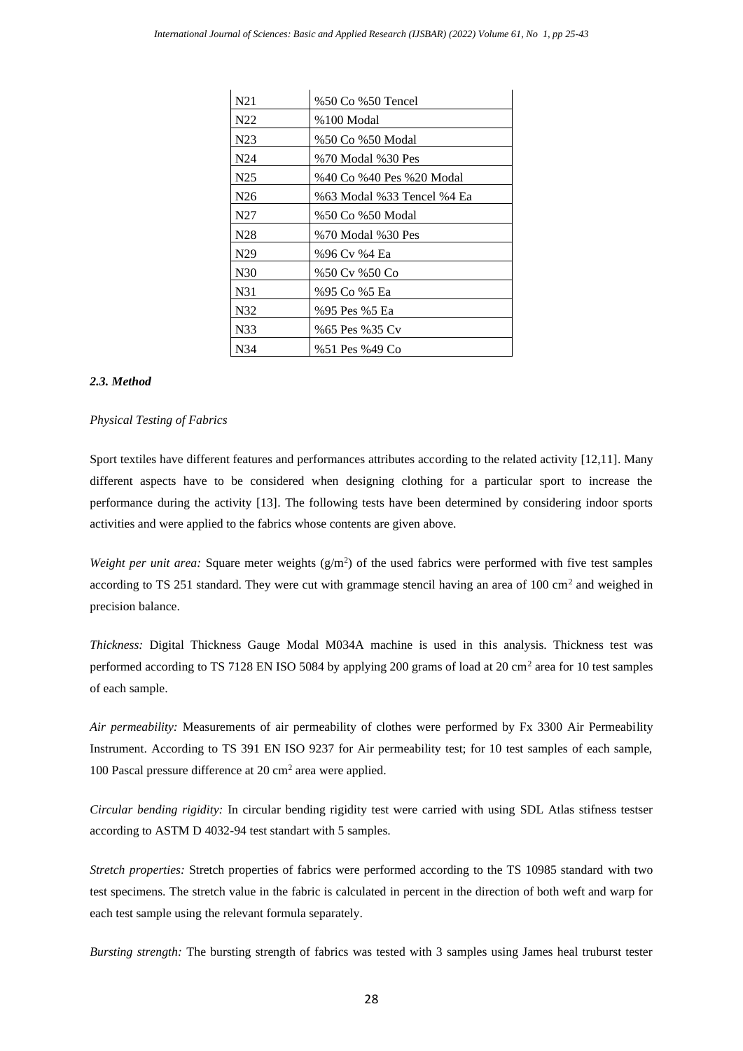| N21 | %50 Co %50 Tencel |
|---|---|
| N22 | %100 Modal |
| N23 | %50 Co %50 Modal |
| N24 | %70 Modal %30 Pes |
| N25 | %40 Co %40 Pes %20 Modal |
| N26 | %63 Modal %33 Tencel %4 Ea |
| N27 | %50 Co %50 Modal |
| N28 | %70 Modal %30 Pes |
| N29 | %96 Cv %4 Ea |
| N30 | %50 Cv %50 Co |
| N31 | %95 Co %5 Ea |
| N32 | %95 Pes %5 Ea |
| N33 | %65 Pes %35 Cv |
| N34 | %51 Pes %49 Co |

### *2.3. Method*

*Physical Testing of Fabrics*

Sport textiles have different features and performances attributes according to the related activity [12,11]. Many different aspects have to be considered when designing clothing for a particular sport to increase the performance during the activity [13]. The following tests have been determined by considering indoor sports activities and were applied to the fabrics whose contents are given above.

*Weight per unit area:* Square meter weights (g/m$^2$) of the used fabrics were performed with five test samples according to TS 251 standard. They were cut with grammage stencil having an area of 100 cm$^2$ and weighed in precision balance.

*Thickness:* Digital Thickness Gauge Modal M034A machine is used in this analysis. Thickness test was performed according to TS 7128 EN ISO 5084 by applying 200 grams of load at 20 cm$^2$ area for 10 test samples of each sample.

*Air permeability:* Measurements of air permeability of clothes were performed by Fx 3300 Air Permeability Instrument. According to TS 391 EN ISO 9237 for Air permeability test; for 10 test samples of each sample, 100 Pascal pressure difference at 20 cm$^2$ area were applied.

*Circular bending rigidity:* In circular bending rigidity test were carried with using SDL Atlas stifness testser according to ASTM D 4032-94 test standart with 5 samples.

*Stretch properties:* Stretch properties of fabrics were performed according to the TS 10985 standard with two test specimens. The stretch value in the fabric is calculated in percent in the direction of both weft and warp for each test sample using the relevant formula separately.

*Bursting strength:* The bursting strength of fabrics was tested with 3 samples using James heal truburst tester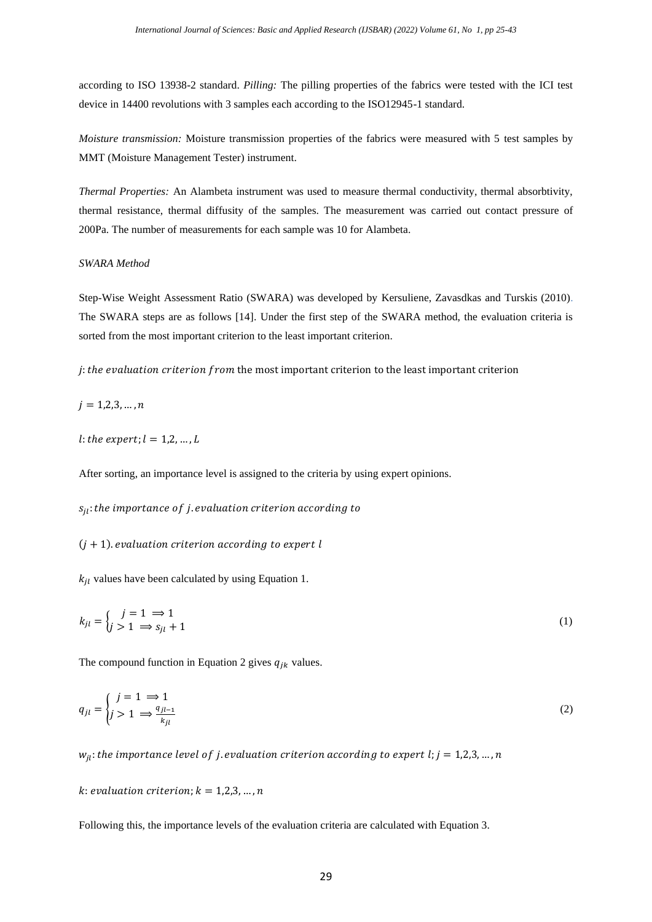according to ISO 13938-2 standard. *Pilling:* The pilling properties of the fabrics were tested with the ICI test device in 14400 revolutions with 3 samples each according to the ISO12945-1 standard.

*Moisture transmission:* Moisture transmission properties of the fabrics were measured with 5 test samples by MMT (Moisture Management Tester) instrument.

*Thermal Properties:* An Alambeta instrument was used to measure thermal conductivity, thermal absorbtivity, thermal resistance, thermal diffusity of the samples. The measurement was carried out contact pressure of 200Pa. The number of measurements for each sample was 10 for Alambeta.

*SWARA Method*

Step-Wise Weight Assessment Ratio (SWARA) was developed by Kersuliene, Zavasdkas and Turskis (2010). The SWARA steps are as follows [14]. Under the first step of the SWARA method, the evaluation criteria is sorted from the most important criterion to the least important criterion.

$j$: *the evaluation criterion from* the most important criterion to the least important criterion

$j = 1,2,3, \dots, n$

$l$: *the expert*; $l = 1,2, \dots, L$

After sorting, an importance level is assigned to the criteria by using expert opinions.

$s_{jl}$: *the importance of j. evaluation criterion according to*

$(j + 1)$. *evaluation criterion according to expert l*

$k_{jl}$ values have been calculated by using Equation 1.

$$k_{jl} = \begin{cases} j = 1 \Longrightarrow 1 \\ j > 1 \Longrightarrow s_{jl} + 1 \end{cases} \tag{1}$$

The compound function in Equation 2 gives $q_{jk}$ values.

$$q_{jl} = \begin{cases} j = 1 \Longrightarrow 1 \\ j > 1 \Longrightarrow \frac{q_{jl-1}}{k_{jl}} \end{cases} \tag{2}$$

$w_{jl}$: *the importance level of j. evaluation criterion according to expert l*; $j = 1,2,3, \dots, n$

$k$: *evaluation criterion*; $k = 1,2,3, \dots, n$

Following this, the importance levels of the evaluation criteria are calculated with Equation 3.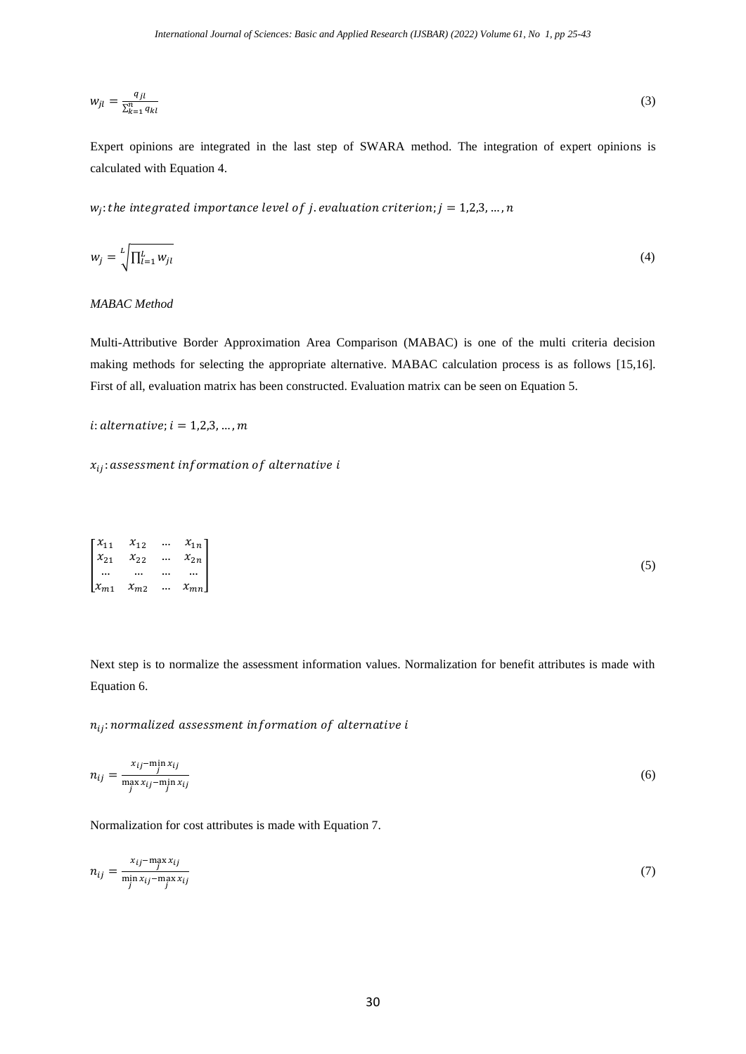$$w_{jl} = \frac{q_{jl}}{\sum_{k=1}^{n} q_{kl}} \tag{3}$$

Expert opinions are integrated in the last step of SWARA method. The integration of expert opinions is calculated with Equation 4.

$w_j$: $the\ integrated\ importance\ level\ of\ j.\ evaluation\ criterion; j = 1,2,3, \ldots, n$

$$w_j = \sqrt[L]{\prod_{l=1}^{L} w_{jl}} \tag{4}$$

*MABAC Method*

Multi-Attributive Border Approximation Area Comparison (MABAC) is one of the multi criteria decision making methods for selecting the appropriate alternative. MABAC calculation process is as follows [15,16]. First of all, evaluation matrix has been constructed. Evaluation matrix can be seen on Equation 5.

$i$: $alternative; i = 1,2,3, \ldots, m$

$x_{ij}$: $assessment\ information\ of\ alternative\ i$

$$\begin{bmatrix} x_{11} & x_{12} & \ldots & x_{1n} \\ x_{21} & x_{22} & \ldots & x_{2n} \\ \ldots & \ldots & \ldots & \ldots \\ x_{m1} & x_{m2} & \ldots & x_{mn} \end{bmatrix} \tag{5}$$

Next step is to normalize the assessment information values. Normalization for benefit attributes is made with Equation 6.

$n_{ij}$: $normalized\ assessment\ information\ of\ alternative\ i$

$$n_{ij} = \frac{x_{ij} - \min_j x_{ij}}{\max_j x_{ij} - \min_j x_{ij}} \tag{6}$$

Normalization for cost attributes is made with Equation 7.

$$n_{ij} = \frac{x_{ij} - \max_j x_{ij}}{\min_j x_{ij} - \max_j x_{ij}} \tag{7}$$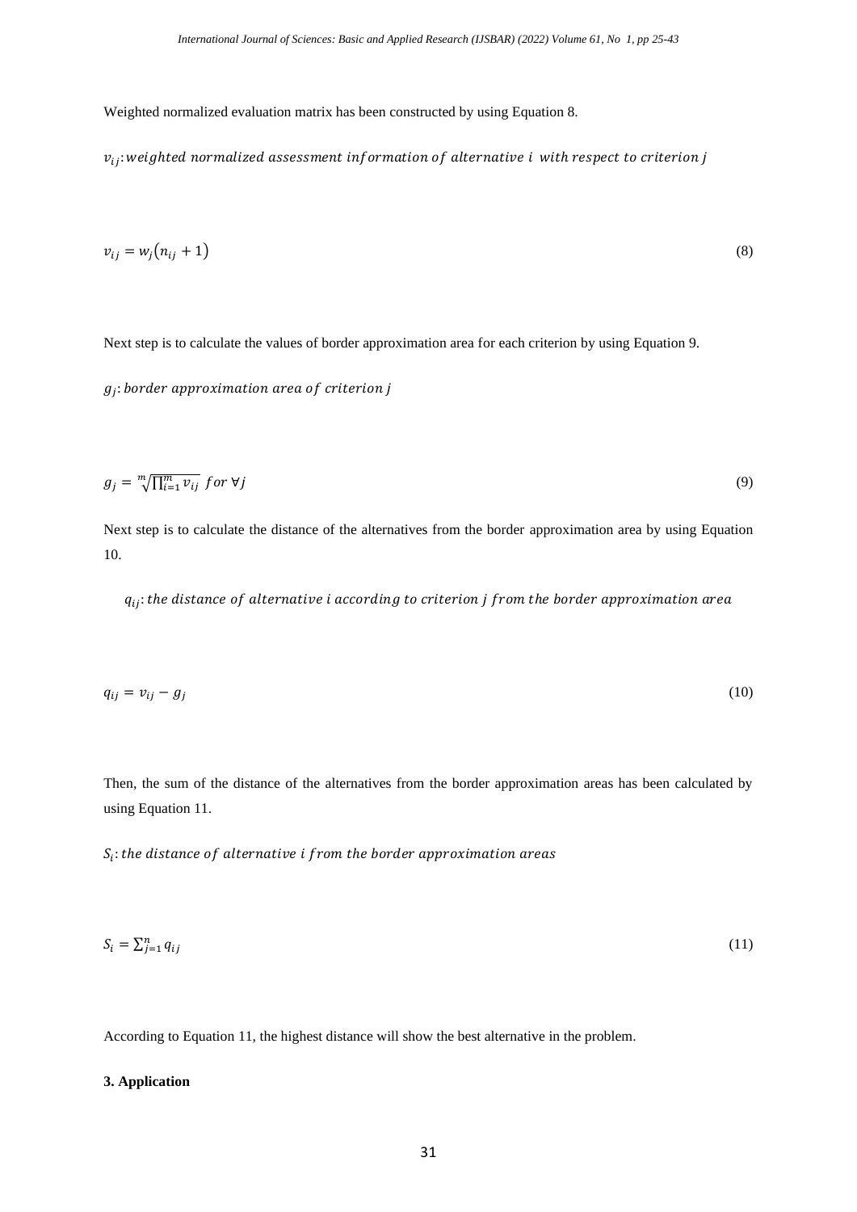Weighted normalized evaluation matrix has been constructed by using Equation 8.

$v_{ij}$: *weighted normalized assessment information of alternative i with respect to criterion j*

$$v_{ij} = w_j(n_{ij} + 1) \tag{8}$$

Next step is to calculate the values of border approximation area for each criterion by using Equation 9.

$g_j$: *border approximation area of criterion j*

$$g_j = \sqrt[m]{\prod_{i=1}^{m} v_{ij}} \ for \ \forall j \tag{9}$$

Next step is to calculate the distance of the alternatives from the border approximation area by using Equation 10.

$q_{ij}$: *the distance of alternative i according to criterion j from the border approximation area*

$$q_{ij} = v_{ij} - g_j \tag{10}$$

Then, the sum of the distance of the alternatives from the border approximation areas has been calculated by using Equation 11.

$S_i$: *the distance of alternative i from the border approximation areas*

$$S_i = \sum_{j=1}^{n} q_{ij} \tag{11}$$

According to Equation 11, the highest distance will show the best alternative in the problem.

## 3. Application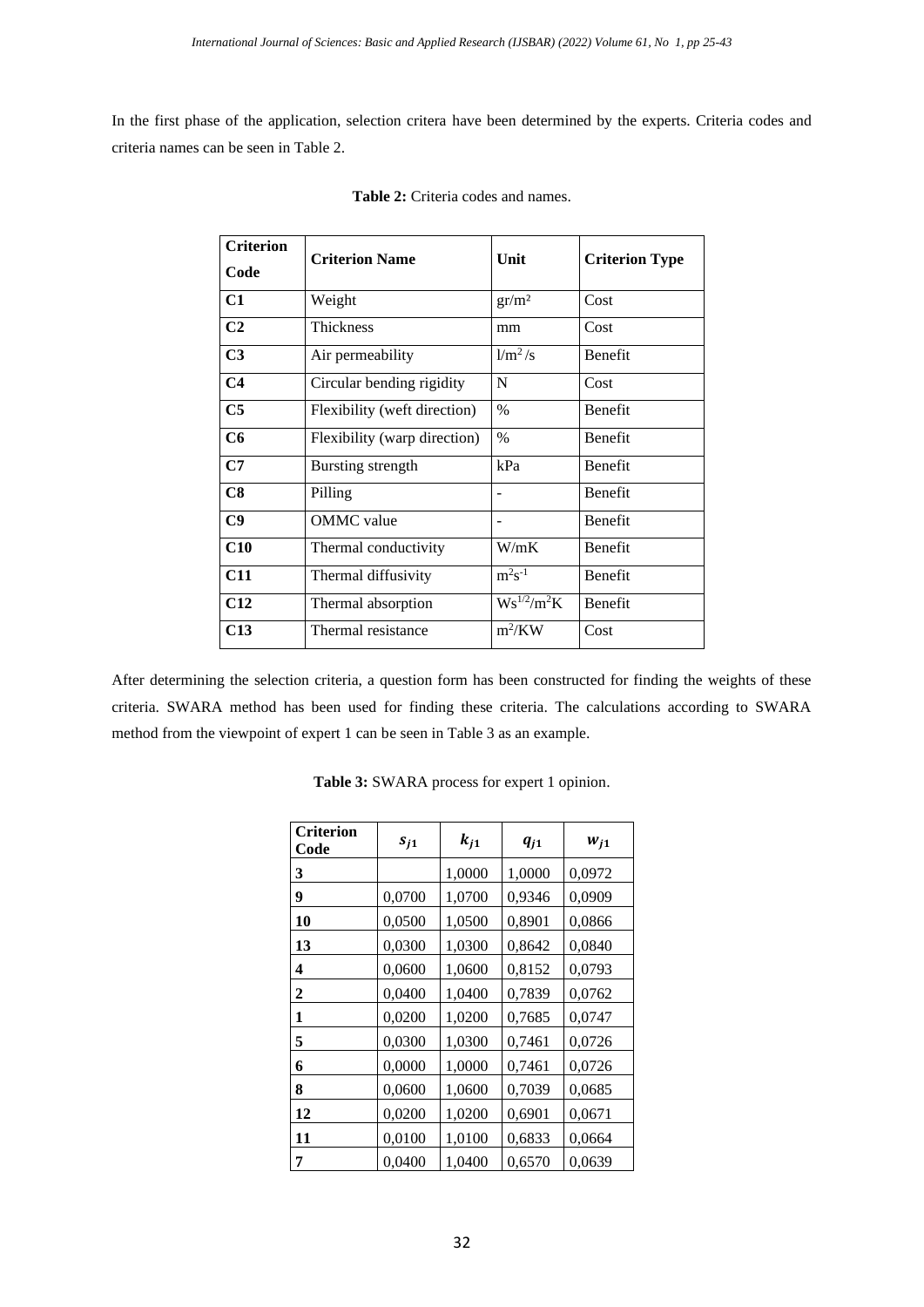In the first phase of the application, selection critera have been determined by the experts. Criteria codes and criteria names can be seen in Table 2.

**Table 2:** Criteria codes and names.

| Criterion Code | Criterion Name | Unit | Criterion Type |
|---|---|---|---|
| **C1** | Weight | gr/m² | Cost |
| **C2** | Thickness | mm | Cost |
| **C3** | Air permeability | $l/m^2/s$ | Benefit |
| **C4** | Circular bending rigidity | N | Cost |
| **C5** | Flexibility (weft direction) | % | Benefit |
| **C6** | Flexibility (warp direction) | % | Benefit |
| **C7** | Bursting strength | kPa | Benefit |
| **C8** | Pilling | - | Benefit |
| **C9** | OMMC value | - | Benefit |
| **C10** | Thermal conductivity | W/mK | Benefit |
| **C11** | Thermal diffusivity | $m^2s^{-1}$ | Benefit |
| **C12** | Thermal absorption | $Ws^{1/2}/m^2K$ | Benefit |
| **C13** | Thermal resistance | $m^2/KW$ | Cost |

After determining the selection criteria, a question form has been constructed for finding the weights of these criteria. SWARA method has been used for finding these criteria. The calculations according to SWARA method from the viewpoint of expert 1 can be seen in Table 3 as an example.

**Table 3:** SWARA process for expert 1 opinion.

| Criterion Code | $s_{j1}$ | $k_{j1}$ | $q_{j1}$ | $w_{j1}$ |
|---|---|---|---|---|
| **3** | | 1,0000 | 1,0000 | 0,0972 |
| **9** | 0,0700 | 1,0700 | 0,9346 | 0,0909 |
| **10** | 0,0500 | 1,0500 | 0,8901 | 0,0866 |
| **13** | 0,0300 | 1,0300 | 0,8642 | 0,0840 |
| **4** | 0,0600 | 1,0600 | 0,8152 | 0,0793 |
| **2** | 0,0400 | 1,0400 | 0,7839 | 0,0762 |
| **1** | 0,0200 | 1,0200 | 0,7685 | 0,0747 |
| **5** | 0,0300 | 1,0300 | 0,7461 | 0,0726 |
| **6** | 0,0000 | 1,0000 | 0,7461 | 0,0726 |
| **8** | 0,0600 | 1,0600 | 0,7039 | 0,0685 |
| **12** | 0,0200 | 1,0200 | 0,6901 | 0,0671 |
| **11** | 0,0100 | 1,0100 | 0,6833 | 0,0664 |
| **7** | 0,0400 | 1,0400 | 0,6570 | 0,0639 |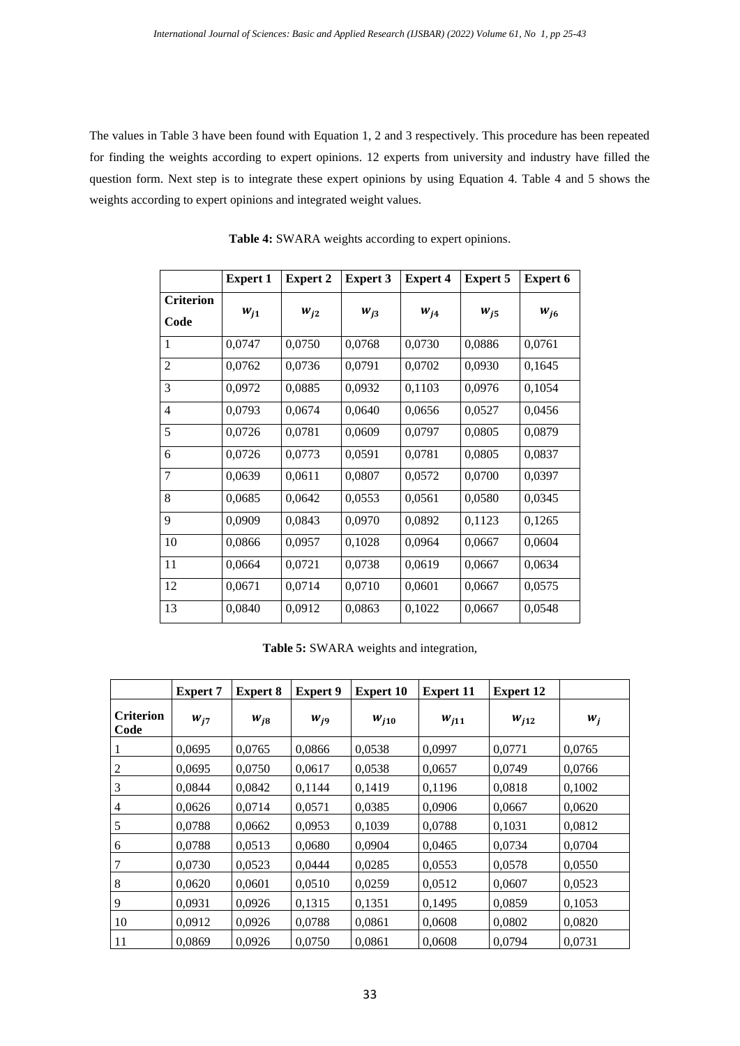The values in Table 3 have been found with Equation 1, 2 and 3 respectively. This procedure has been repeated for finding the weights according to expert opinions. 12 experts from university and industry have filled the question form. Next step is to integrate these expert opinions by using Equation 4. Table 4 and 5 shows the weights according to expert opinions and integrated weight values.

**Table 4:** SWARA weights according to expert opinions.

| | Expert 1 | Expert 2 | Expert 3 | Expert 4 | Expert 5 | Expert 6 |
|---|---|---|---|---|---|---|
| **Criterion Code** | $w_{j1}$ | $w_{j2}$ | $w_{j3}$ | $w_{j4}$ | $w_{j5}$ | $w_{j6}$ |
| 1 | 0,0747 | 0,0750 | 0,0768 | 0,0730 | 0,0886 | 0,0761 |
| 2 | 0,0762 | 0,0736 | 0,0791 | 0,0702 | 0,0930 | 0,1645 |
| 3 | 0,0972 | 0,0885 | 0,0932 | 0,1103 | 0,0976 | 0,1054 |
| 4 | 0,0793 | 0,0674 | 0,0640 | 0,0656 | 0,0527 | 0,0456 |
| 5 | 0,0726 | 0,0781 | 0,0609 | 0,0797 | 0,0805 | 0,0879 |
| 6 | 0,0726 | 0,0773 | 0,0591 | 0,0781 | 0,0805 | 0,0837 |
| 7 | 0,0639 | 0,0611 | 0,0807 | 0,0572 | 0,0700 | 0,0397 |
| 8 | 0,0685 | 0,0642 | 0,0553 | 0,0561 | 0,0580 | 0,0345 |
| 9 | 0,0909 | 0,0843 | 0,0970 | 0,0892 | 0,1123 | 0,1265 |
| 10 | 0,0866 | 0,0957 | 0,1028 | 0,0964 | 0,0667 | 0,0604 |
| 11 | 0,0664 | 0,0721 | 0,0738 | 0,0619 | 0,0667 | 0,0634 |
| 12 | 0,0671 | 0,0714 | 0,0710 | 0,0601 | 0,0667 | 0,0575 |
| 13 | 0,0840 | 0,0912 | 0,0863 | 0,1022 | 0,0667 | 0,0548 |

**Table 5:** SWARA weights and integration,

| | Expert 7 | Expert 8 | Expert 9 | Expert 10 | Expert 11 | Expert 12 | |
|---|---|---|---|---|---|---|---|
| **Criterion Code** | $w_{j7}$ | $w_{j8}$ | $w_{j9}$ | $w_{j10}$ | $w_{j11}$ | $w_{j12}$ | $w_j$ |
| 1 | 0,0695 | 0,0765 | 0,0866 | 0,0538 | 0,0997 | 0,0771 | 0,0765 |
| 2 | 0,0695 | 0,0750 | 0,0617 | 0,0538 | 0,0657 | 0,0749 | 0,0766 |
| 3 | 0,0844 | 0,0842 | 0,1144 | 0,1419 | 0,1196 | 0,0818 | 0,1002 |
| 4 | 0,0626 | 0,0714 | 0,0571 | 0,0385 | 0,0906 | 0,0667 | 0,0620 |
| 5 | 0,0788 | 0,0662 | 0,0953 | 0,1039 | 0,0788 | 0,1031 | 0,0812 |
| 6 | 0,0788 | 0,0513 | 0,0680 | 0,0904 | 0,0465 | 0,0734 | 0,0704 |
| 7 | 0,0730 | 0,0523 | 0,0444 | 0,0285 | 0,0553 | 0,0578 | 0,0550 |
| 8 | 0,0620 | 0,0601 | 0,0510 | 0,0259 | 0,0512 | 0,0607 | 0,0523 |
| 9 | 0,0931 | 0,0926 | 0,1315 | 0,1351 | 0,1495 | 0,0859 | 0,1053 |
| 10 | 0,0912 | 0,0926 | 0,0788 | 0,0861 | 0,0608 | 0,0802 | 0,0820 |
| 11 | 0,0869 | 0,0926 | 0,0750 | 0,0861 | 0,0608 | 0,0794 | 0,0731 |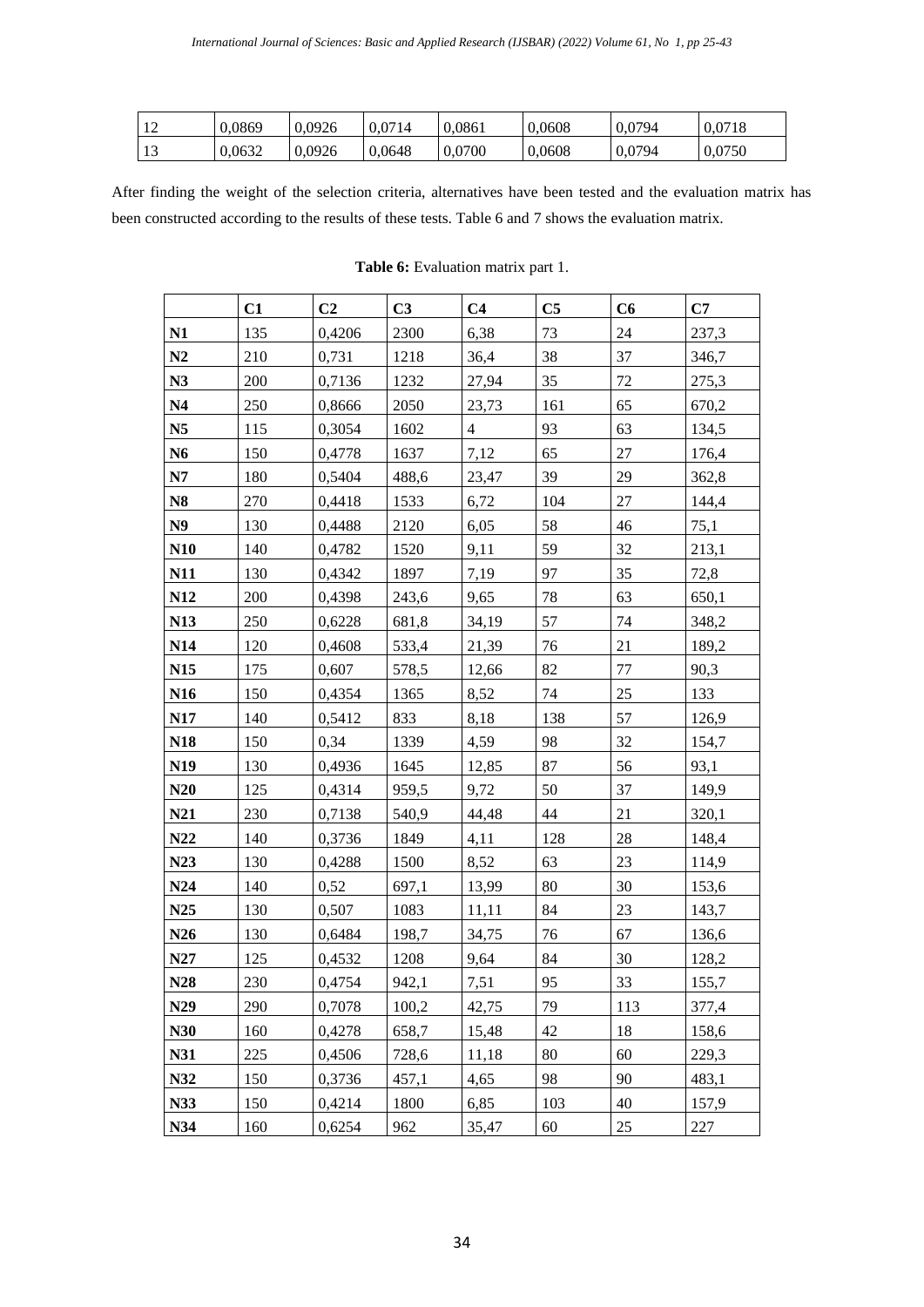| 12 | 0,0869 | 0,0926 | 0,0714 | 0,0861 | 0,0608 | 0,0794 | 0,0718 |
|---|---|---|---|---|---|---|---|
| 13 | 0,0632 | 0,0926 | 0,0648 | 0,0700 | 0,0608 | 0,0794 | 0,0750 |

After finding the weight of the selection criteria, alternatives have been tested and the evaluation matrix has been constructed according to the results of these tests. Table 6 and 7 shows the evaluation matrix.

**Table 6:** Evaluation matrix part 1.

| | **C1** | **C2** | **C3** | **C4** | **C5** | **C6** | **C7** |
|---|---|---|---|---|---|---|---|
| **N1** | 135 | 0,4206 | 2300 | 6,38 | 73 | 24 | 237,3 |
| **N2** | 210 | 0,731 | 1218 | 36,4 | 38 | 37 | 346,7 |
| **N3** | 200 | 0,7136 | 1232 | 27,94 | 35 | 72 | 275,3 |
| **N4** | 250 | 0,8666 | 2050 | 23,73 | 161 | 65 | 670,2 |
| **N5** | 115 | 0,3054 | 1602 | 4 | 93 | 63 | 134,5 |
| **N6** | 150 | 0,4778 | 1637 | 7,12 | 65 | 27 | 176,4 |
| **N7** | 180 | 0,5404 | 488,6 | 23,47 | 39 | 29 | 362,8 |
| **N8** | 270 | 0,4418 | 1533 | 6,72 | 104 | 27 | 144,4 |
| **N9** | 130 | 0,4488 | 2120 | 6,05 | 58 | 46 | 75,1 |
| **N10** | 140 | 0,4782 | 1520 | 9,11 | 59 | 32 | 213,1 |
| **N11** | 130 | 0,4342 | 1897 | 7,19 | 97 | 35 | 72,8 |
| **N12** | 200 | 0,4398 | 243,6 | 9,65 | 78 | 63 | 650,1 |
| **N13** | 250 | 0,6228 | 681,8 | 34,19 | 57 | 74 | 348,2 |
| **N14** | 120 | 0,4608 | 533,4 | 21,39 | 76 | 21 | 189,2 |
| **N15** | 175 | 0,607 | 578,5 | 12,66 | 82 | 77 | 90,3 |
| **N16** | 150 | 0,4354 | 1365 | 8,52 | 74 | 25 | 133 |
| **N17** | 140 | 0,5412 | 833 | 8,18 | 138 | 57 | 126,9 |
| **N18** | 150 | 0,34 | 1339 | 4,59 | 98 | 32 | 154,7 |
| **N19** | 130 | 0,4936 | 1645 | 12,85 | 87 | 56 | 93,1 |
| **N20** | 125 | 0,4314 | 959,5 | 9,72 | 50 | 37 | 149,9 |
| **N21** | 230 | 0,7138 | 540,9 | 44,48 | 44 | 21 | 320,1 |
| **N22** | 140 | 0,3736 | 1849 | 4,11 | 128 | 28 | 148,4 |
| **N23** | 130 | 0,4288 | 1500 | 8,52 | 63 | 23 | 114,9 |
| **N24** | 140 | 0,52 | 697,1 | 13,99 | 80 | 30 | 153,6 |
| **N25** | 130 | 0,507 | 1083 | 11,11 | 84 | 23 | 143,7 |
| **N26** | 130 | 0,6484 | 198,7 | 34,75 | 76 | 67 | 136,6 |
| **N27** | 125 | 0,4532 | 1208 | 9,64 | 84 | 30 | 128,2 |
| **N28** | 230 | 0,4754 | 942,1 | 7,51 | 95 | 33 | 155,7 |
| **N29** | 290 | 0,7078 | 100,2 | 42,75 | 79 | 113 | 377,4 |
| **N30** | 160 | 0,4278 | 658,7 | 15,48 | 42 | 18 | 158,6 |
| **N31** | 225 | 0,4506 | 728,6 | 11,18 | 80 | 60 | 229,3 |
| **N32** | 150 | 0,3736 | 457,1 | 4,65 | 98 | 90 | 483,1 |
| **N33** | 150 | 0,4214 | 1800 | 6,85 | 103 | 40 | 157,9 |
| **N34** | 160 | 0,6254 | 962 | 35,47 | 60 | 25 | 227 |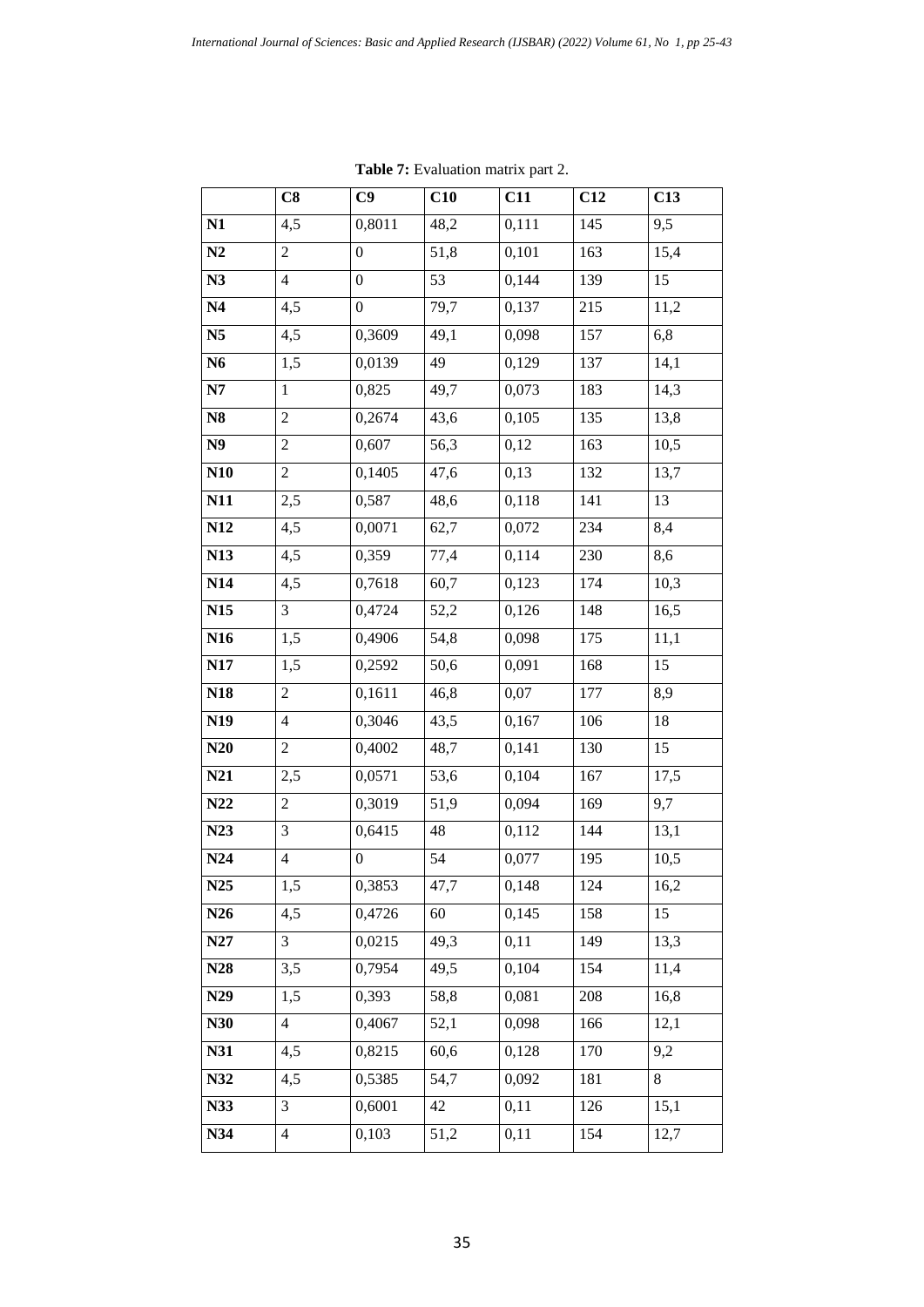**Table 7:** Evaluation matrix part 2.

| | C8 | C9 | C10 | C11 | C12 | C13 |
|---|---|---|---|---|---|---|
| **N1** | 4,5 | 0,8011 | 48,2 | 0,111 | 145 | 9,5 |
| **N2** | 2 | 0 | 51,8 | 0,101 | 163 | 15,4 |
| **N3** | 4 | 0 | 53 | 0,144 | 139 | 15 |
| **N4** | 4,5 | 0 | 79,7 | 0,137 | 215 | 11,2 |
| **N5** | 4,5 | 0,3609 | 49,1 | 0,098 | 157 | 6,8 |
| **N6** | 1,5 | 0,0139 | 49 | 0,129 | 137 | 14,1 |
| **N7** | 1 | 0,825 | 49,7 | 0,073 | 183 | 14,3 |
| **N8** | 2 | 0,2674 | 43,6 | 0,105 | 135 | 13,8 |
| **N9** | 2 | 0,607 | 56,3 | 0,12 | 163 | 10,5 |
| **N10** | 2 | 0,1405 | 47,6 | 0,13 | 132 | 13,7 |
| **N11** | 2,5 | 0,587 | 48,6 | 0,118 | 141 | 13 |
| **N12** | 4,5 | 0,0071 | 62,7 | 0,072 | 234 | 8,4 |
| **N13** | 4,5 | 0,359 | 77,4 | 0,114 | 230 | 8,6 |
| **N14** | 4,5 | 0,7618 | 60,7 | 0,123 | 174 | 10,3 |
| **N15** | 3 | 0,4724 | 52,2 | 0,126 | 148 | 16,5 |
| **N16** | 1,5 | 0,4906 | 54,8 | 0,098 | 175 | 11,1 |
| **N17** | 1,5 | 0,2592 | 50,6 | 0,091 | 168 | 15 |
| **N18** | 2 | 0,1611 | 46,8 | 0,07 | 177 | 8,9 |
| **N19** | 4 | 0,3046 | 43,5 | 0,167 | 106 | 18 |
| **N20** | 2 | 0,4002 | 48,7 | 0,141 | 130 | 15 |
| **N21** | 2,5 | 0,0571 | 53,6 | 0,104 | 167 | 17,5 |
| **N22** | 2 | 0,3019 | 51,9 | 0,094 | 169 | 9,7 |
| **N23** | 3 | 0,6415 | 48 | 0,112 | 144 | 13,1 |
| **N24** | 4 | 0 | 54 | 0,077 | 195 | 10,5 |
| **N25** | 1,5 | 0,3853 | 47,7 | 0,148 | 124 | 16,2 |
| **N26** | 4,5 | 0,4726 | 60 | 0,145 | 158 | 15 |
| **N27** | 3 | 0,0215 | 49,3 | 0,11 | 149 | 13,3 |
| **N28** | 3,5 | 0,7954 | 49,5 | 0,104 | 154 | 11,4 |
| **N29** | 1,5 | 0,393 | 58,8 | 0,081 | 208 | 16,8 |
| **N30** | 4 | 0,4067 | 52,1 | 0,098 | 166 | 12,1 |
| **N31** | 4,5 | 0,8215 | 60,6 | 0,128 | 170 | 9,2 |
| **N32** | 4,5 | 0,5385 | 54,7 | 0,092 | 181 | 8 |
| **N33** | 3 | 0,6001 | 42 | 0,11 | 126 | 15,1 |
| **N34** | 4 | 0,103 | 51,2 | 0,11 | 154 | 12,7 |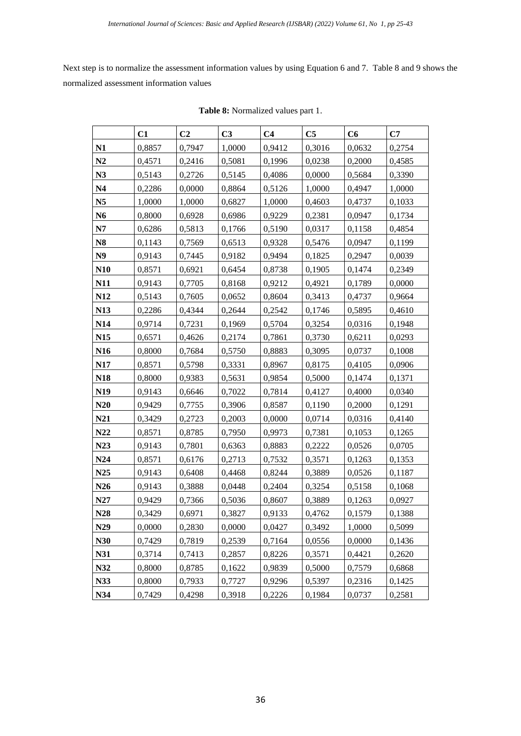Next step is to normalize the assessment information values by using Equation 6 and 7. Table 8 and 9 shows the normalized assessment information values

**Table 8:** Normalized values part 1.

| | C1 | C2 | C3 | C4 | C5 | C6 | C7 |
|---|---|---|---|---|---|---|---|
| **N1** | 0,8857 | 0,7947 | 1,0000 | 0,9412 | 0,3016 | 0,0632 | 0,2754 |
| **N2** | 0,4571 | 0,2416 | 0,5081 | 0,1996 | 0,0238 | 0,2000 | 0,4585 |
| **N3** | 0,5143 | 0,2726 | 0,5145 | 0,4086 | 0,0000 | 0,5684 | 0,3390 |
| **N4** | 0,2286 | 0,0000 | 0,8864 | 0,5126 | 1,0000 | 0,4947 | 1,0000 |
| **N5** | 1,0000 | 1,0000 | 0,6827 | 1,0000 | 0,4603 | 0,4737 | 0,1033 |
| **N6** | 0,8000 | 0,6928 | 0,6986 | 0,9229 | 0,2381 | 0,0947 | 0,1734 |
| **N7** | 0,6286 | 0,5813 | 0,1766 | 0,5190 | 0,0317 | 0,1158 | 0,4854 |
| **N8** | 0,1143 | 0,7569 | 0,6513 | 0,9328 | 0,5476 | 0,0947 | 0,1199 |
| **N9** | 0,9143 | 0,7445 | 0,9182 | 0,9494 | 0,1825 | 0,2947 | 0,0039 |
| **N10** | 0,8571 | 0,6921 | 0,6454 | 0,8738 | 0,1905 | 0,1474 | 0,2349 |
| **N11** | 0,9143 | 0,7705 | 0,8168 | 0,9212 | 0,4921 | 0,1789 | 0,0000 |
| **N12** | 0,5143 | 0,7605 | 0,0652 | 0,8604 | 0,3413 | 0,4737 | 0,9664 |
| **N13** | 0,2286 | 0,4344 | 0,2644 | 0,2542 | 0,1746 | 0,5895 | 0,4610 |
| **N14** | 0,9714 | 0,7231 | 0,1969 | 0,5704 | 0,3254 | 0,0316 | 0,1948 |
| **N15** | 0,6571 | 0,4626 | 0,2174 | 0,7861 | 0,3730 | 0,6211 | 0,0293 |
| **N16** | 0,8000 | 0,7684 | 0,5750 | 0,8883 | 0,3095 | 0,0737 | 0,1008 |
| **N17** | 0,8571 | 0,5798 | 0,3331 | 0,8967 | 0,8175 | 0,4105 | 0,0906 |
| **N18** | 0,8000 | 0,9383 | 0,5631 | 0,9854 | 0,5000 | 0,1474 | 0,1371 |
| **N19** | 0,9143 | 0,6646 | 0,7022 | 0,7814 | 0,4127 | 0,4000 | 0,0340 |
| **N20** | 0,9429 | 0,7755 | 0,3906 | 0,8587 | 0,1190 | 0,2000 | 0,1291 |
| **N21** | 0,3429 | 0,2723 | 0,2003 | 0,0000 | 0,0714 | 0,0316 | 0,4140 |
| **N22** | 0,8571 | 0,8785 | 0,7950 | 0,9973 | 0,7381 | 0,1053 | 0,1265 |
| **N23** | 0,9143 | 0,7801 | 0,6363 | 0,8883 | 0,2222 | 0,0526 | 0,0705 |
| **N24** | 0,8571 | 0,6176 | 0,2713 | 0,7532 | 0,3571 | 0,1263 | 0,1353 |
| **N25** | 0,9143 | 0,6408 | 0,4468 | 0,8244 | 0,3889 | 0,0526 | 0,1187 |
| **N26** | 0,9143 | 0,3888 | 0,0448 | 0,2404 | 0,3254 | 0,5158 | 0,1068 |
| **N27** | 0,9429 | 0,7366 | 0,5036 | 0,8607 | 0,3889 | 0,1263 | 0,0927 |
| **N28** | 0,3429 | 0,6971 | 0,3827 | 0,9133 | 0,4762 | 0,1579 | 0,1388 |
| **N29** | 0,0000 | 0,2830 | 0,0000 | 0,0427 | 0,3492 | 1,0000 | 0,5099 |
| **N30** | 0,7429 | 0,7819 | 0,2539 | 0,7164 | 0,0556 | 0,0000 | 0,1436 |
| **N31** | 0,3714 | 0,7413 | 0,2857 | 0,8226 | 0,3571 | 0,4421 | 0,2620 |
| **N32** | 0,8000 | 0,8785 | 0,1622 | 0,9839 | 0,5000 | 0,7579 | 0,6868 |
| **N33** | 0,8000 | 0,7933 | 0,7727 | 0,9296 | 0,5397 | 0,2316 | 0,1425 |
| **N34** | 0,7429 | 0,4298 | 0,3918 | 0,2226 | 0,1984 | 0,0737 | 0,2581 |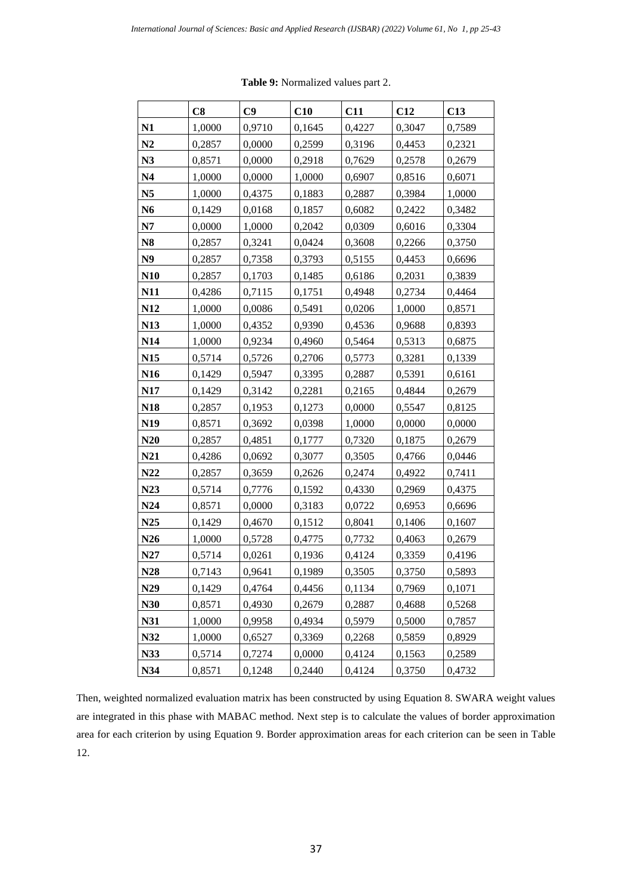**Table 9:** Normalized values part 2.

| | C8 | C9 | C10 | C11 | C12 | C13 |
|---|---|---|---|---|---|---|
| **N1** | 1,0000 | 0,9710 | 0,1645 | 0,4227 | 0,3047 | 0,7589 |
| **N2** | 0,2857 | 0,0000 | 0,2599 | 0,3196 | 0,4453 | 0,2321 |
| **N3** | 0,8571 | 0,0000 | 0,2918 | 0,7629 | 0,2578 | 0,2679 |
| **N4** | 1,0000 | 0,0000 | 1,0000 | 0,6907 | 0,8516 | 0,6071 |
| **N5** | 1,0000 | 0,4375 | 0,1883 | 0,2887 | 0,3984 | 1,0000 |
| **N6** | 0,1429 | 0,0168 | 0,1857 | 0,6082 | 0,2422 | 0,3482 |
| **N7** | 0,0000 | 1,0000 | 0,2042 | 0,0309 | 0,6016 | 0,3304 |
| **N8** | 0,2857 | 0,3241 | 0,0424 | 0,3608 | 0,2266 | 0,3750 |
| **N9** | 0,2857 | 0,7358 | 0,3793 | 0,5155 | 0,4453 | 0,6696 |
| **N10** | 0,2857 | 0,1703 | 0,1485 | 0,6186 | 0,2031 | 0,3839 |
| **N11** | 0,4286 | 0,7115 | 0,1751 | 0,4948 | 0,2734 | 0,4464 |
| **N12** | 1,0000 | 0,0086 | 0,5491 | 0,0206 | 1,0000 | 0,8571 |
| **N13** | 1,0000 | 0,4352 | 0,9390 | 0,4536 | 0,9688 | 0,8393 |
| **N14** | 1,0000 | 0,9234 | 0,4960 | 0,5464 | 0,5313 | 0,6875 |
| **N15** | 0,5714 | 0,5726 | 0,2706 | 0,5773 | 0,3281 | 0,1339 |
| **N16** | 0,1429 | 0,5947 | 0,3395 | 0,2887 | 0,5391 | 0,6161 |
| **N17** | 0,1429 | 0,3142 | 0,2281 | 0,2165 | 0,4844 | 0,2679 |
| **N18** | 0,2857 | 0,1953 | 0,1273 | 0,0000 | 0,5547 | 0,8125 |
| **N19** | 0,8571 | 0,3692 | 0,0398 | 1,0000 | 0,0000 | 0,0000 |
| **N20** | 0,2857 | 0,4851 | 0,1777 | 0,7320 | 0,1875 | 0,2679 |
| **N21** | 0,4286 | 0,0692 | 0,3077 | 0,3505 | 0,4766 | 0,0446 |
| **N22** | 0,2857 | 0,3659 | 0,2626 | 0,2474 | 0,4922 | 0,7411 |
| **N23** | 0,5714 | 0,7776 | 0,1592 | 0,4330 | 0,2969 | 0,4375 |
| **N24** | 0,8571 | 0,0000 | 0,3183 | 0,0722 | 0,6953 | 0,6696 |
| **N25** | 0,1429 | 0,4670 | 0,1512 | 0,8041 | 0,1406 | 0,1607 |
| **N26** | 1,0000 | 0,5728 | 0,4775 | 0,7732 | 0,4063 | 0,2679 |
| **N27** | 0,5714 | 0,0261 | 0,1936 | 0,4124 | 0,3359 | 0,4196 |
| **N28** | 0,7143 | 0,9641 | 0,1989 | 0,3505 | 0,3750 | 0,5893 |
| **N29** | 0,1429 | 0,4764 | 0,4456 | 0,1134 | 0,7969 | 0,1071 |
| **N30** | 0,8571 | 0,4930 | 0,2679 | 0,2887 | 0,4688 | 0,5268 |
| **N31** | 1,0000 | 0,9958 | 0,4934 | 0,5979 | 0,5000 | 0,7857 |
| **N32** | 1,0000 | 0,6527 | 0,3369 | 0,2268 | 0,5859 | 0,8929 |
| **N33** | 0,5714 | 0,7274 | 0,0000 | 0,4124 | 0,1563 | 0,2589 |
| **N34** | 0,8571 | 0,1248 | 0,2440 | 0,4124 | 0,3750 | 0,4732 |

Then, weighted normalized evaluation matrix has been constructed by using Equation 8. SWARA weight values are integrated in this phase with MABAC method. Next step is to calculate the values of border approximation area for each criterion by using Equation 9. Border approximation areas for each criterion can be seen in Table 12.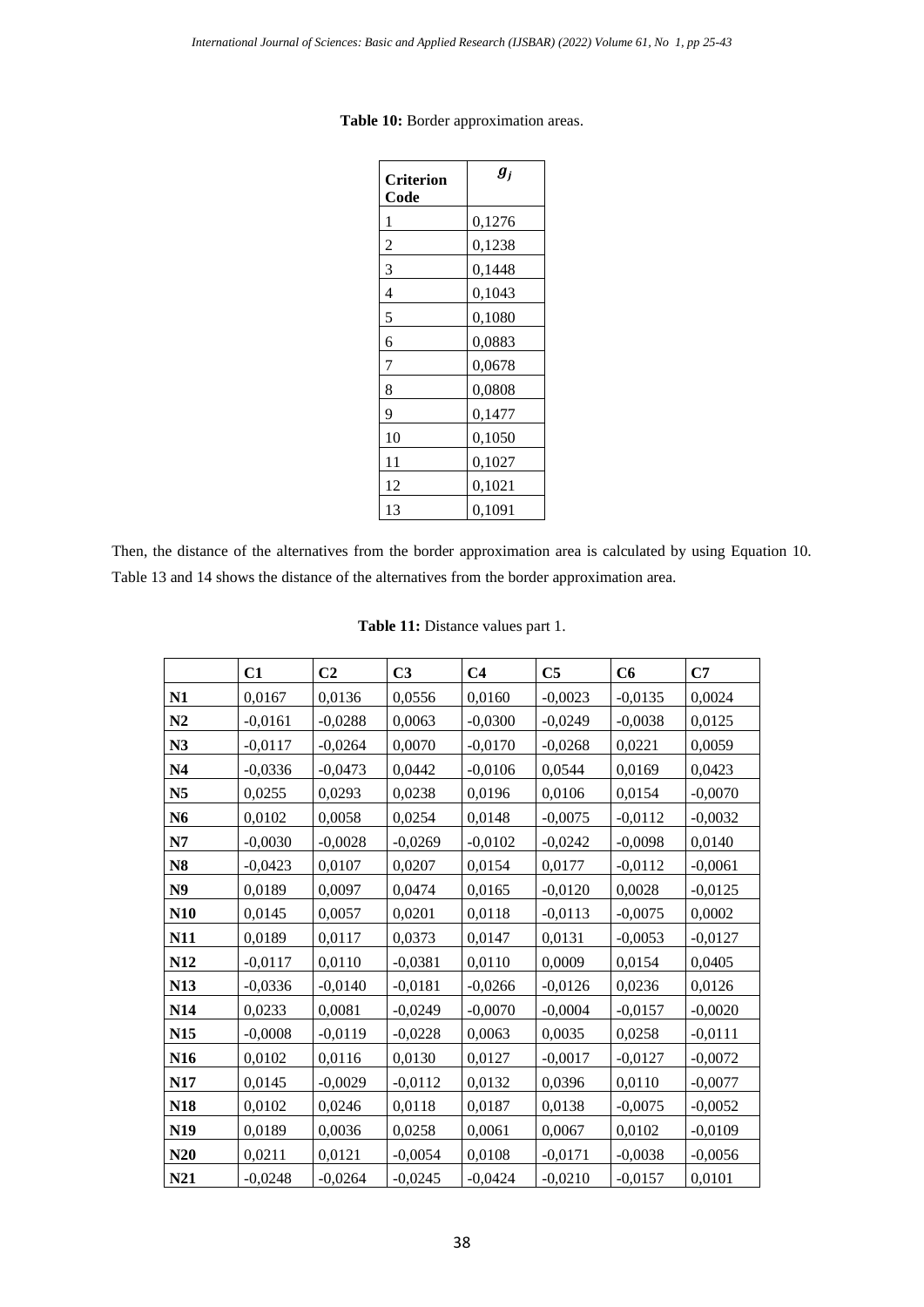**Table 10:** Border approximation areas.

| Criterion Code | $g_j$ |
|---|---|
| 1 | 0,1276 |
| 2 | 0,1238 |
| 3 | 0,1448 |
| 4 | 0,1043 |
| 5 | 0,1080 |
| 6 | 0,0883 |
| 7 | 0,0678 |
| 8 | 0,0808 |
| 9 | 0,1477 |
| 10 | 0,1050 |
| 11 | 0,1027 |
| 12 | 0,1021 |
| 13 | 0,1091 |

Then, the distance of the alternatives from the border approximation area is calculated by using Equation 10. Table 13 and 14 shows the distance of the alternatives from the border approximation area.

**Table 11:** Distance values part 1.

| | C1 | C2 | C3 | C4 | C5 | C6 | C7 |
|---|---|---|---|---|---|---|---|
| **N1** | 0,0167 | 0,0136 | 0,0556 | 0,0160 | -0,0023 | -0,0135 | 0,0024 |
| **N2** | -0,0161 | -0,0288 | 0,0063 | -0,0300 | -0,0249 | -0,0038 | 0,0125 |
| **N3** | -0,0117 | -0,0264 | 0,0070 | -0,0170 | -0,0268 | 0,0221 | 0,0059 |
| **N4** | -0,0336 | -0,0473 | 0,0442 | -0,0106 | 0,0544 | 0,0169 | 0,0423 |
| **N5** | 0,0255 | 0,0293 | 0,0238 | 0,0196 | 0,0106 | 0,0154 | -0,0070 |
| **N6** | 0,0102 | 0,0058 | 0,0254 | 0,0148 | -0,0075 | -0,0112 | -0,0032 |
| **N7** | -0,0030 | -0,0028 | -0,0269 | -0,0102 | -0,0242 | -0,0098 | 0,0140 |
| **N8** | -0,0423 | 0,0107 | 0,0207 | 0,0154 | 0,0177 | -0,0112 | -0,0061 |
| **N9** | 0,0189 | 0,0097 | 0,0474 | 0,0165 | -0,0120 | 0,0028 | -0,0125 |
| **N10** | 0,0145 | 0,0057 | 0,0201 | 0,0118 | -0,0113 | -0,0075 | 0,0002 |
| **N11** | 0,0189 | 0,0117 | 0,0373 | 0,0147 | 0,0131 | -0,0053 | -0,0127 |
| **N12** | -0,0117 | 0,0110 | -0,0381 | 0,0110 | 0,0009 | 0,0154 | 0,0405 |
| **N13** | -0,0336 | -0,0140 | -0,0181 | -0,0266 | -0,0126 | 0,0236 | 0,0126 |
| **N14** | 0,0233 | 0,0081 | -0,0249 | -0,0070 | -0,0004 | -0,0157 | -0,0020 |
| **N15** | -0,0008 | -0,0119 | -0,0228 | 0,0063 | 0,0035 | 0,0258 | -0,0111 |
| **N16** | 0,0102 | 0,0116 | 0,0130 | 0,0127 | -0,0017 | -0,0127 | -0,0072 |
| **N17** | 0,0145 | -0,0029 | -0,0112 | 0,0132 | 0,0396 | 0,0110 | -0,0077 |
| **N18** | 0,0102 | 0,0246 | 0,0118 | 0,0187 | 0,0138 | -0,0075 | -0,0052 |
| **N19** | 0,0189 | 0,0036 | 0,0258 | 0,0061 | 0,0067 | 0,0102 | -0,0109 |
| **N20** | 0,0211 | 0,0121 | -0,0054 | 0,0108 | -0,0171 | -0,0038 | -0,0056 |
| **N21** | -0,0248 | -0,0264 | -0,0245 | -0,0424 | -0,0210 | -0,0157 | 0,0101 |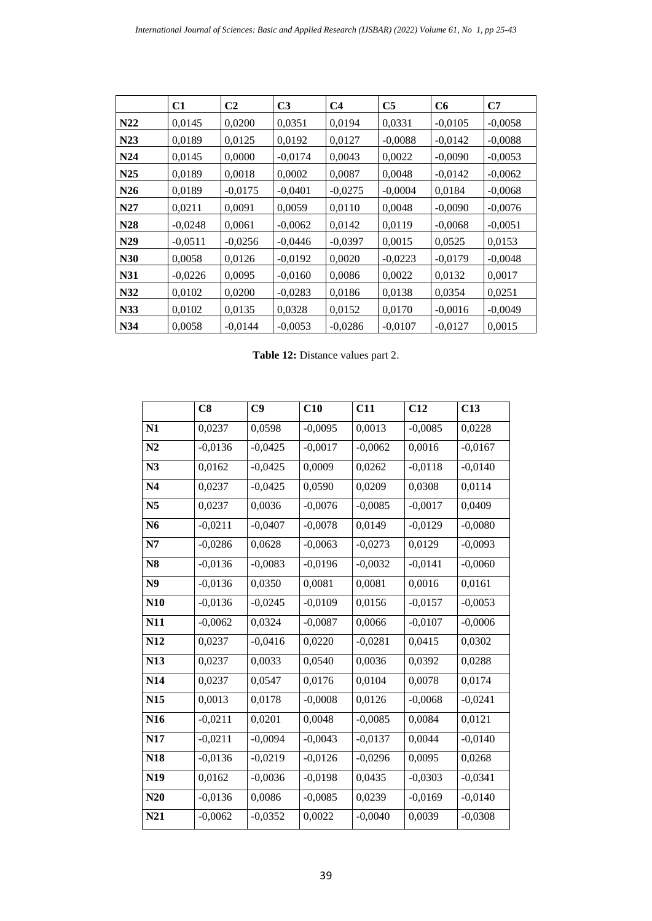|  | C1 | C2 | C3 | C4 | C5 | C6 | C7 |
|---|---|---|---|---|---|---|---|
| **N22** | 0,0145 | 0,0200 | 0,0351 | 0,0194 | 0,0331 | -0,0105 | -0,0058 |
| **N23** | 0,0189 | 0,0125 | 0,0192 | 0,0127 | -0,0088 | -0,0142 | -0,0088 |
| **N24** | 0,0145 | 0,0000 | -0,0174 | 0,0043 | 0,0022 | -0,0090 | -0,0053 |
| **N25** | 0,0189 | 0,0018 | 0,0002 | 0,0087 | 0,0048 | -0,0142 | -0,0062 |
| **N26** | 0,0189 | -0,0175 | -0,0401 | -0,0275 | -0,0004 | 0,0184 | -0,0068 |
| **N27** | 0,0211 | 0,0091 | 0,0059 | 0,0110 | 0,0048 | -0,0090 | -0,0076 |
| **N28** | -0,0248 | 0,0061 | -0,0062 | 0,0142 | 0,0119 | -0,0068 | -0,0051 |
| **N29** | -0,0511 | -0,0256 | -0,0446 | -0,0397 | 0,0015 | 0,0525 | 0,0153 |
| **N30** | 0,0058 | 0,0126 | -0,0192 | 0,0020 | -0,0223 | -0,0179 | -0,0048 |
| **N31** | -0,0226 | 0,0095 | -0,0160 | 0,0086 | 0,0022 | 0,0132 | 0,0017 |
| **N32** | 0,0102 | 0,0200 | -0,0283 | 0,0186 | 0,0138 | 0,0354 | 0,0251 |
| **N33** | 0,0102 | 0,0135 | 0,0328 | 0,0152 | 0,0170 | -0,0016 | -0,0049 |
| **N34** | 0,0058 | -0,0144 | -0,0053 | -0,0286 | -0,0107 | -0,0127 | 0,0015 |

**Table 12:** Distance values part 2.

|  | C8 | C9 | C10 | C11 | C12 | C13 |
|---|---|---|---|---|---|---|
| **N1** | 0,0237 | 0,0598 | -0,0095 | 0,0013 | -0,0085 | 0,0228 |
| **N2** | -0,0136 | -0,0425 | -0,0017 | -0,0062 | 0,0016 | -0,0167 |
| **N3** | 0,0162 | -0,0425 | 0,0009 | 0,0262 | -0,0118 | -0,0140 |
| **N4** | 0,0237 | -0,0425 | 0,0590 | 0,0209 | 0,0308 | 0,0114 |
| **N5** | 0,0237 | 0,0036 | -0,0076 | -0,0085 | -0,0017 | 0,0409 |
| **N6** | -0,0211 | -0,0407 | -0,0078 | 0,0149 | -0,0129 | -0,0080 |
| **N7** | -0,0286 | 0,0628 | -0,0063 | -0,0273 | 0,0129 | -0,0093 |
| **N8** | -0,0136 | -0,0083 | -0,0196 | -0,0032 | -0,0141 | -0,0060 |
| **N9** | -0,0136 | 0,0350 | 0,0081 | 0,0081 | 0,0016 | 0,0161 |
| **N10** | -0,0136 | -0,0245 | -0,0109 | 0,0156 | -0,0157 | -0,0053 |
| **N11** | -0,0062 | 0,0324 | -0,0087 | 0,0066 | -0,0107 | -0,0006 |
| **N12** | 0,0237 | -0,0416 | 0,0220 | -0,0281 | 0,0415 | 0,0302 |
| **N13** | 0,0237 | 0,0033 | 0,0540 | 0,0036 | 0,0392 | 0,0288 |
| **N14** | 0,0237 | 0,0547 | 0,0176 | 0,0104 | 0,0078 | 0,0174 |
| **N15** | 0,0013 | 0,0178 | -0,0008 | 0,0126 | -0,0068 | -0,0241 |
| **N16** | -0,0211 | 0,0201 | 0,0048 | -0,0085 | 0,0084 | 0,0121 |
| **N17** | -0,0211 | -0,0094 | -0,0043 | -0,0137 | 0,0044 | -0,0140 |
| **N18** | -0,0136 | -0,0219 | -0,0126 | -0,0296 | 0,0095 | 0,0268 |
| **N19** | 0,0162 | -0,0036 | -0,0198 | 0,0435 | -0,0303 | -0,0341 |
| **N20** | -0,0136 | 0,0086 | -0,0085 | 0,0239 | -0,0169 | -0,0140 |
| **N21** | -0,0062 | -0,0352 | 0,0022 | -0,0040 | 0,0039 | -0,0308 |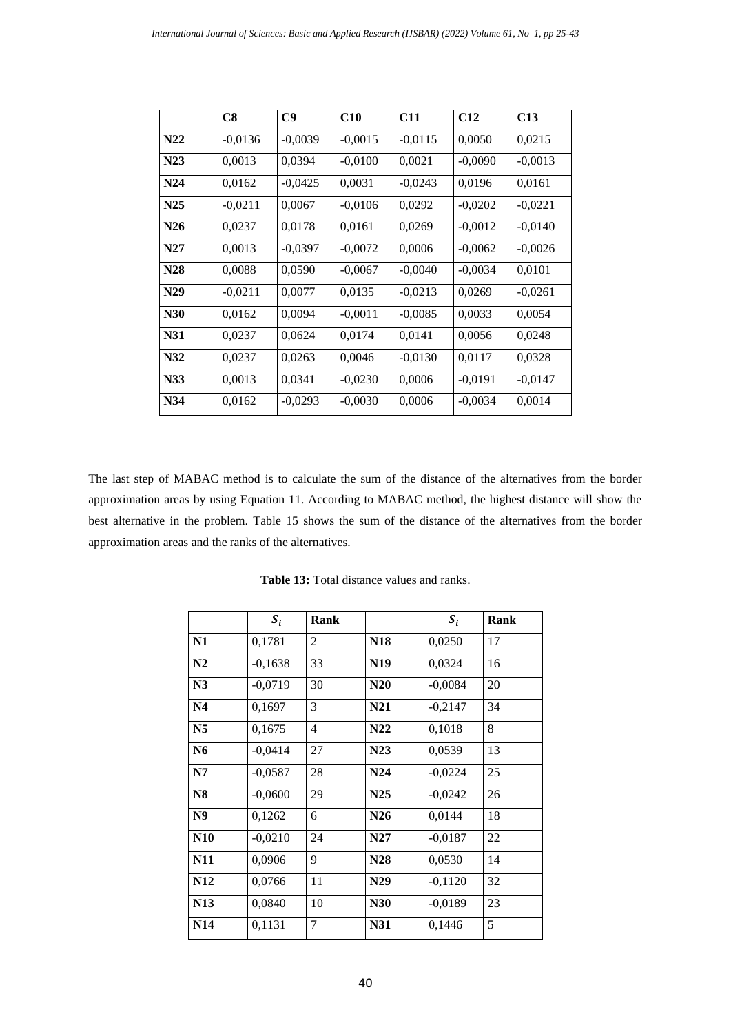|  | C8 | C9 | C10 | C11 | C12 | C13 |
|---|---|---|---|---|---|---|
| **N22** | -0,0136 | -0,0039 | -0,0015 | -0,0115 | 0,0050 | 0,0215 |
| **N23** | 0,0013 | 0,0394 | -0,0100 | 0,0021 | -0,0090 | -0,0013 |
| **N24** | 0,0162 | -0,0425 | 0,0031 | -0,0243 | 0,0196 | 0,0161 |
| **N25** | -0,0211 | 0,0067 | -0,0106 | 0,0292 | -0,0202 | -0,0221 |
| **N26** | 0,0237 | 0,0178 | 0,0161 | 0,0269 | -0,0012 | -0,0140 |
| **N27** | 0,0013 | -0,0397 | -0,0072 | 0,0006 | -0,0062 | -0,0026 |
| **N28** | 0,0088 | 0,0590 | -0,0067 | -0,0040 | -0,0034 | 0,0101 |
| **N29** | -0,0211 | 0,0077 | 0,0135 | -0,0213 | 0,0269 | -0,0261 |
| **N30** | 0,0162 | 0,0094 | -0,0011 | -0,0085 | 0,0033 | 0,0054 |
| **N31** | 0,0237 | 0,0624 | 0,0174 | 0,0141 | 0,0056 | 0,0248 |
| **N32** | 0,0237 | 0,0263 | 0,0046 | -0,0130 | 0,0117 | 0,0328 |
| **N33** | 0,0013 | 0,0341 | -0,0230 | 0,0006 | -0,0191 | -0,0147 |
| **N34** | 0,0162 | -0,0293 | -0,0030 | 0,0006 | -0,0034 | 0,0014 |

The last step of MABAC method is to calculate the sum of the distance of the alternatives from the border approximation areas by using Equation 11. According to MABAC method, the highest distance will show the best alternative in the problem. Table 15 shows the sum of the distance of the alternatives from the border approximation areas and the ranks of the alternatives.

**Table 13:** Total distance values and ranks.

|  | $S_i$ | Rank |  | $S_i$ | Rank |
|---|---|---|---|---|---|
| **N1** | 0,1781 | 2 | **N18** | 0,0250 | 17 |
| **N2** | -0,1638 | 33 | **N19** | 0,0324 | 16 |
| **N3** | -0,0719 | 30 | **N20** | -0,0084 | 20 |
| **N4** | 0,1697 | 3 | **N21** | -0,2147 | 34 |
| **N5** | 0,1675 | 4 | **N22** | 0,1018 | 8 |
| **N6** | -0,0414 | 27 | **N23** | 0,0539 | 13 |
| **N7** | -0,0587 | 28 | **N24** | -0,0224 | 25 |
| **N8** | -0,0600 | 29 | **N25** | -0,0242 | 26 |
| **N9** | 0,1262 | 6 | **N26** | 0,0144 | 18 |
| **N10** | -0,0210 | 24 | **N27** | -0,0187 | 22 |
| **N11** | 0,0906 | 9 | **N28** | 0,0530 | 14 |
| **N12** | 0,0766 | 11 | **N29** | -0,1120 | 32 |
| **N13** | 0,0840 | 10 | **N30** | -0,0189 | 23 |
| **N14** | 0,1131 | 7 | **N31** | 0,1446 | 5 |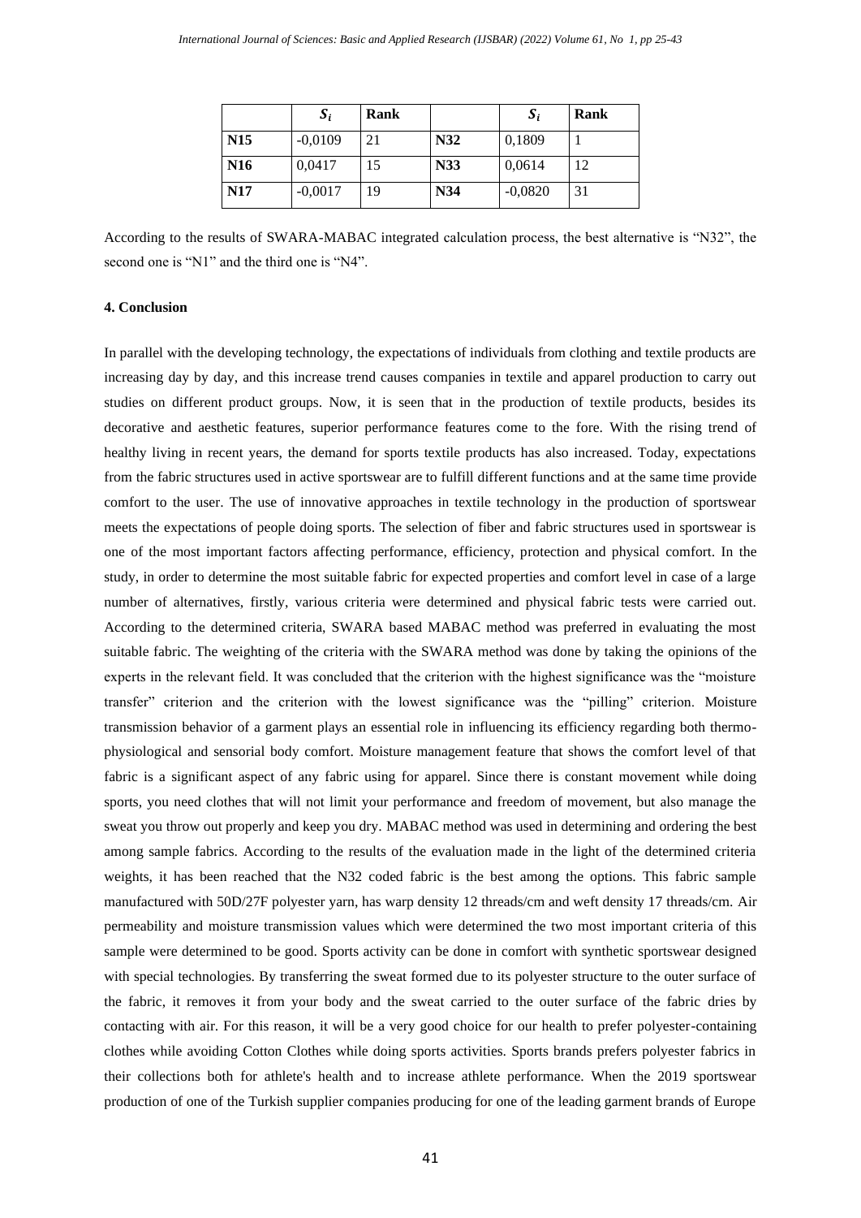|  | $S_i$ | Rank |  | $S_i$ | Rank |
|---|---|---|---|---|---|
| **N15** | -0,0109 | 21 | **N32** | 0,1809 | 1 |
| **N16** | 0,0417 | 15 | **N33** | 0,0614 | 12 |
| **N17** | -0,0017 | 19 | **N34** | -0,0820 | 31 |

According to the results of SWARA-MABAC integrated calculation process, the best alternative is "N32", the second one is "N1" and the third one is "N4".

## 4. Conclusion

In parallel with the developing technology, the expectations of individuals from clothing and textile products are increasing day by day, and this increase trend causes companies in textile and apparel production to carry out studies on different product groups. Now, it is seen that in the production of textile products, besides its decorative and aesthetic features, superior performance features come to the fore. With the rising trend of healthy living in recent years, the demand for sports textile products has also increased. Today, expectations from the fabric structures used in active sportswear are to fulfill different functions and at the same time provide comfort to the user. The use of innovative approaches in textile technology in the production of sportswear meets the expectations of people doing sports. The selection of fiber and fabric structures used in sportswear is one of the most important factors affecting performance, efficiency, protection and physical comfort. In the study, in order to determine the most suitable fabric for expected properties and comfort level in case of a large number of alternatives, firstly, various criteria were determined and physical fabric tests were carried out. According to the determined criteria, SWARA based MABAC method was preferred in evaluating the most suitable fabric. The weighting of the criteria with the SWARA method was done by taking the opinions of the experts in the relevant field. It was concluded that the criterion with the highest significance was the "moisture transfer" criterion and the criterion with the lowest significance was the "pilling" criterion. Moisture transmission behavior of a garment plays an essential role in influencing its efficiency regarding both thermo-physiological and sensorial body comfort. Moisture management feature that shows the comfort level of that fabric is a significant aspect of any fabric using for apparel. Since there is constant movement while doing sports, you need clothes that will not limit your performance and freedom of movement, but also manage the sweat you throw out properly and keep you dry. MABAC method was used in determining and ordering the best among sample fabrics. According to the results of the evaluation made in the light of the determined criteria weights, it has been reached that the N32 coded fabric is the best among the options. This fabric sample manufactured with 50D/27F polyester yarn, has warp density 12 threads/cm and weft density 17 threads/cm. Air permeability and moisture transmission values which were determined the two most important criteria of this sample were determined to be good. Sports activity can be done in comfort with synthetic sportswear designed with special technologies. By transferring the sweat formed due to its polyester structure to the outer surface of the fabric, it removes it from your body and the sweat carried to the outer surface of the fabric dries by contacting with air. For this reason, it will be a very good choice for our health to prefer polyester-containing clothes while avoiding Cotton Clothes while doing sports activities. Sports brands prefers polyester fabrics in their collections both for athlete's health and to increase athlete performance. When the 2019 sportswear production of one of the Turkish supplier companies producing for one of the leading garment brands of Europe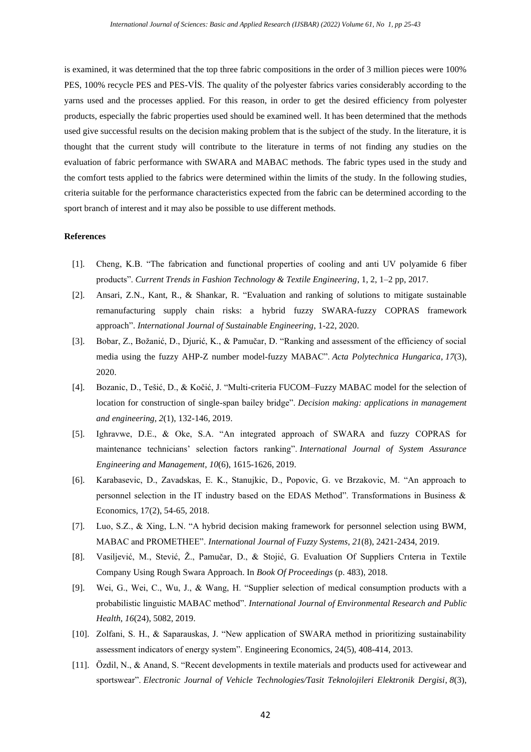is examined, it was determined that the top three fabric compositions in the order of 3 million pieces were 100% PES, 100% recycle PES and PES-VİS. The quality of the polyester fabrics varies considerably according to the yarns used and the processes applied. For this reason, in order to get the desired efficiency from polyester products, especially the fabric properties used should be examined well. It has been determined that the methods used give successful results on the decision making problem that is the subject of the study. In the literature, it is thought that the current study will contribute to the literature in terms of not finding any studies on the evaluation of fabric performance with SWARA and MABAC methods. The fabric types used in the study and the comfort tests applied to the fabrics were determined within the limits of the study. In the following studies, criteria suitable for the performance characteristics expected from the fabric can be determined according to the sport branch of interest and it may also be possible to use different methods.

**References**

[1]. Cheng, K.B. "The fabrication and functional properties of cooling and anti UV polyamide 6 fiber products". *Current Trends in Fashion Technology & Textile Engineering*, 1, 2, 1–2 pp, 2017.

[2]. Ansari, Z.N., Kant, R., & Shankar, R. "Evaluation and ranking of solutions to mitigate sustainable remanufacturing supply chain risks: a hybrid fuzzy SWARA-fuzzy COPRAS framework approach". *International Journal of Sustainable Engineering*, 1-22, 2020.

[3]. Bobar, Z., Božanić, D., Djurić, K., & Pamučar, D. "Ranking and assessment of the efficiency of social media using the fuzzy AHP-Z number model-fuzzy MABAC". *Acta Polytechnica Hungarica*, *17*(3), 2020.

[4]. Bozanic, D., Tešić, D., & Kočić, J. "Multi-criteria FUCOM–Fuzzy MABAC model for the selection of location for construction of single-span bailey bridge". *Decision making: applications in management and engineering*, *2*(1), 132-146, 2019.

[5]. Ighravwe, D.E., & Oke, S.A. "An integrated approach of SWARA and fuzzy COPRAS for maintenance technicians' selection factors ranking". *International Journal of System Assurance Engineering and Management*, *10*(6), 1615-1626, 2019.

[6]. Karabasevic, D., Zavadskas, E. K., Stanujkic, D., Popovic, G. ve Brzakovic, M. "An approach to personnel selection in the IT industry based on the EDAS Method". Transformations in Business & Economics, 17(2), 54-65, 2018.

[7]. Luo, S.Z., & Xing, L.N. "A hybrid decision making framework for personnel selection using BWM, MABAC and PROMETHEE". *International Journal of Fuzzy Systems*, *21*(8), 2421-2434, 2019.

[8]. Vasiljević, M., Stević, Ž., Pamučar, D., & Stojić, G. Evaluation Of Suppliers Crıterıa in Textile Company Using Rough Swara Approach. In *Book Of Proceedings* (p. 483), 2018.

[9]. Wei, G., Wei, C., Wu, J., & Wang, H. "Supplier selection of medical consumption products with a probabilistic linguistic MABAC method". *International Journal of Environmental Research and Public Health*, *16*(24), 5082, 2019.

[10]. Zolfani, S. H., & Saparauskas, J. "New application of SWARA method in prioritizing sustainability assessment indicators of energy system". Engineering Economics, 24(5), 408-414, 2013.

[11]. Özdil, N., & Anand, S. "Recent developments in textile materials and products used for activewear and sportswear". *Electronic Journal of Vehicle Technologies/Tasit Teknolojileri Elektronik Dergisi*, *8*(3),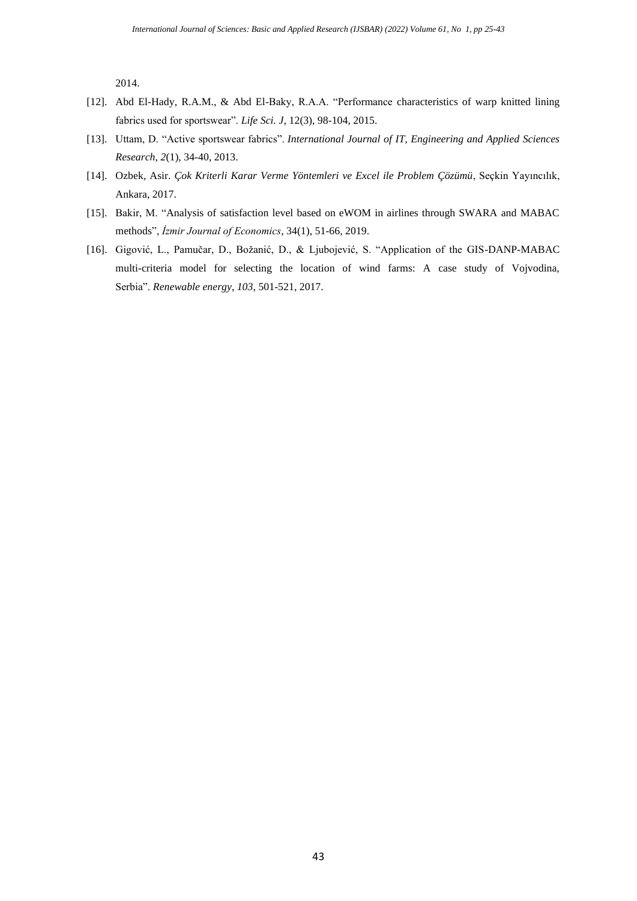2014.

- [12]. Abd El-Hady, R.A.M., & Abd El-Baky, R.A.A. "Performance characteristics of warp knitted lining fabrics used for sportswear". *Life Sci. J*, 12(3), 98-104, 2015.
- [13]. Uttam, D. "Active sportswear fabrics". *International Journal of IT, Engineering and Applied Sciences Research*, *2*(1), 34-40, 2013.
- [14]. Ozbek, Asir. *Çok Kriterli Karar Verme Yöntemleri ve Excel ile Problem Çözümü*, Seçkin Yayıncılık, Ankara, 2017.
- [15]. Bakir, M. "Analysis of satisfaction level based on eWOM in airlines through SWARA and MABAC methods", *İzmir Journal of Economics*, 34(1), 51-66, 2019.
- [16]. Gigović, L., Pamučar, D., Božanić, D., & Ljubojević, S. "Application of the GIS-DANP-MABAC multi-criteria model for selecting the location of wind farms: A case study of Vojvodina, Serbia". *Renewable energy*, *103*, 501-521, 2017.